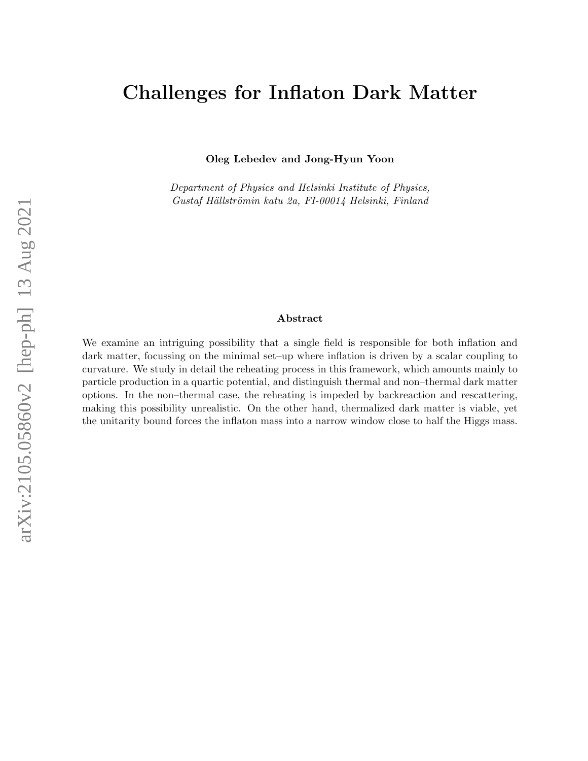# Challenges for Inflaton Dark Matter

**Oleg Lebedev and Jong-Hyun Yoon**

*Department of Physics and Helsinki Institute of Physics,*
*Gustaf Hällströmin katu 2a, FI-00014 Helsinki, Finland*

### Abstract

We examine an intriguing possibility that a single field is responsible for both inflation and dark matter, focussing on the minimal set–up where inflation is driven by a scalar coupling to curvature. We study in detail the reheating process in this framework, which amounts mainly to particle production in a quartic potential, and distinguish thermal and non–thermal dark matter options. In the non–thermal case, the reheating is impeded by backreaction and rescattering, making this possibility unrealistic. On the other hand, thermalized dark matter is viable, yet the unitarity bound forces the inflaton mass into a narrow window close to half the Higgs mass.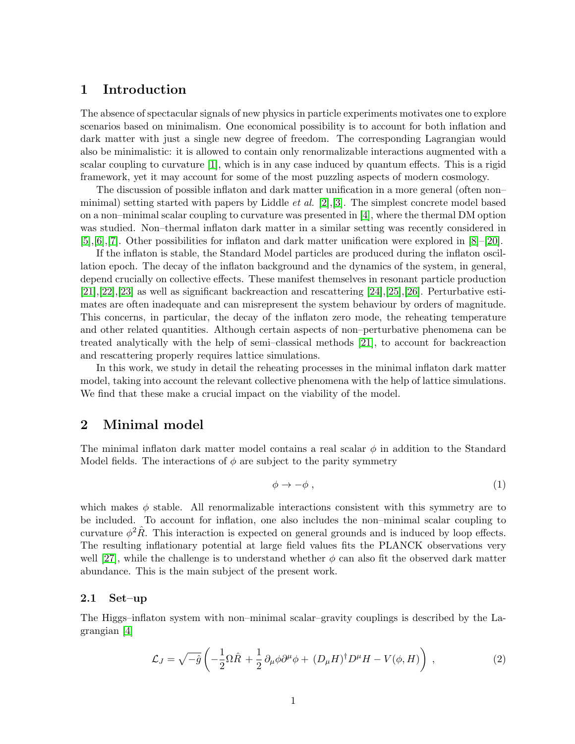## 1 Introduction

The absence of spectacular signals of new physics in particle experiments motivates one to explore scenarios based on minimalism. One economical possibility is to account for both inflation and dark matter with just a single new degree of freedom. The corresponding Lagrangian would also be minimalistic: it is allowed to contain only renormalizable interactions augmented with a scalar coupling to curvature [1], which is in any case induced by quantum effects. This is a rigid framework, yet it may account for some of the most puzzling aspects of modern cosmology.

The discussion of possible inflaton and dark matter unification in a more general (often non–minimal) setting started with papers by Liddle *et al.* [2],[3]. The simplest concrete model based on a non–minimal scalar coupling to curvature was presented in [4], where the thermal DM option was studied. Non–thermal inflaton dark matter in a similar setting was recently considered in [5],[6],[7]. Other possibilities for inflaton and dark matter unification were explored in [8]–[20].

If the inflaton is stable, the Standard Model particles are produced during the inflaton oscillation epoch. The decay of the inflaton background and the dynamics of the system, in general, depend crucially on collective effects. These manifest themselves in resonant particle production [21],[22],[23] as well as significant backreaction and rescattering [24],[25],[26]. Perturbative estimates are often inadequate and can misrepresent the system behaviour by orders of magnitude. This concerns, in particular, the decay of the inflaton zero mode, the reheating temperature and other related quantities. Although certain aspects of non–perturbative phenomena can be treated analytically with the help of semi–classical methods [21], to account for backreaction and rescattering properly requires lattice simulations.

In this work, we study in detail the reheating processes in the minimal inflaton dark matter model, taking into account the relevant collective phenomena with the help of lattice simulations. We find that these make a crucial impact on the viability of the model.

## 2 Minimal model

The minimal inflaton dark matter model contains a real scalar $\phi$ in addition to the Standard Model fields. The interactions of $\phi$ are subject to the parity symmetry

$$\phi \to -\phi \, , \tag{1}$$

which makes $\phi$ stable. All renormalizable interactions consistent with this symmetry are to be included. To account for inflation, one also includes the non–minimal scalar coupling to curvature $\phi^2 \hat{R}$. This interaction is expected on general grounds and is induced by loop effects. The resulting inflationary potential at large field values fits the PLANCK observations very well [27], while the challenge is to understand whether $\phi$ can also fit the observed dark matter abundance. This is the main subject of the present work.

### 2.1 Set–up

The Higgs–inflaton system with non–minimal scalar–gravity couplings is described by the Lagrangian [4]

$$\mathcal{L}_J = \sqrt{-\hat{g}} \left( -\frac{1}{2} \Omega \hat{R} + \frac{1}{2} \, \partial_\mu \phi \partial^\mu \phi + \, (D_\mu H)^\dagger D^\mu H - V(\phi, H) \right) \, , \tag{2}$$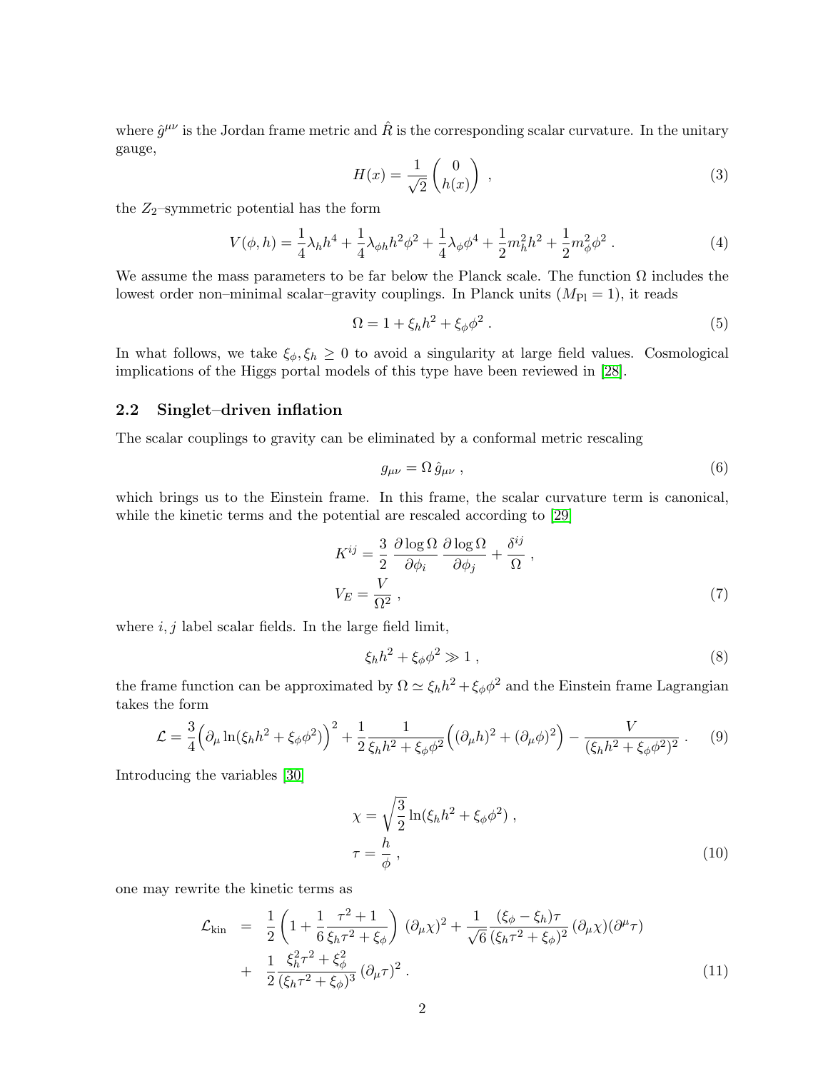where $\hat{g}^{\mu\nu}$ is the Jordan frame metric and $\hat{R}$ is the corresponding scalar curvature. In the unitary gauge,

$$H(x) = \frac{1}{\sqrt{2}} \begin{pmatrix} 0 \\ h(x) \end{pmatrix} , \tag{3}$$

the $Z_2$–symmetric potential has the form

$$V(\phi, h) = \frac{1}{4}\lambda_h h^4 + \frac{1}{4}\lambda_{\phi h} h^2 \phi^2 + \frac{1}{4}\lambda_\phi \phi^4 + \frac{1}{2} m_h^2 h^2 + \frac{1}{2} m_\phi^2 \phi^2 . \tag{4}$$

We assume the mass parameters to be far below the Planck scale. The function $\Omega$ includes the lowest order non–minimal scalar–gravity couplings. In Planck units ($M_{\rm Pl} = 1$), it reads

$$\Omega = 1 + \xi_h h^2 + \xi_\phi \phi^2 . \tag{5}$$

In what follows, we take $\xi_\phi, \xi_h \geq 0$ to avoid a singularity at large field values. Cosmological implications of the Higgs portal models of this type have been reviewed in [28].

### 2.2 Singlet–driven inflation

The scalar couplings to gravity can be eliminated by a conformal metric rescaling

$$g_{\mu\nu} = \Omega \, \hat{g}_{\mu\nu} , \tag{6}$$

which brings us to the Einstein frame. In this frame, the scalar curvature term is canonical, while the kinetic terms and the potential are rescaled according to [29]

$$\begin{aligned} K^{ij} &= \frac{3}{2} \, \frac{\partial \log \Omega}{\partial \phi_i} \, \frac{\partial \log \Omega}{\partial \phi_j} + \frac{\delta^{ij}}{\Omega} , \\ V_E &= \frac{V}{\Omega^2} , \end{aligned} \tag{7}$$

where $i, j$ label scalar fields. In the large field limit,

$$\xi_h h^2 + \xi_\phi \phi^2 \gg 1 , \tag{8}$$

the frame function can be approximated by $\Omega \simeq \xi_h h^2 + \xi_\phi \phi^2$ and the Einstein frame Lagrangian takes the form

$$\mathcal{L} = \frac{3}{4} \Big( \partial_\mu \ln(\xi_h h^2 + \xi_\phi \phi^2) \Big)^2 + \frac{1}{2} \frac{1}{\xi_h h^2 + \xi_\phi \phi^2} \Big( (\partial_\mu h)^2 + (\partial_\mu \phi)^2 \Big) - \frac{V}{(\xi_h h^2 + \xi_\phi \phi^2)^2} . \tag{9}$$

Introducing the variables [30]

$$\begin{aligned} \chi &= \sqrt{\frac{3}{2}} \ln(\xi_h h^2 + \xi_\phi \phi^2) , \\ \tau &= \frac{h}{\phi} , \end{aligned} \tag{10}$$

one may rewrite the kinetic terms as

$$\begin{aligned} \mathcal{L}_{\rm kin} &= \frac{1}{2} \left( 1 + \frac{1}{6} \frac{\tau^2 + 1}{\xi_h \tau^2 + \xi_\phi} \right) (\partial_\mu \chi)^2 + \frac{1}{\sqrt{6}} \frac{(\xi_\phi - \xi_h)\tau}{(\xi_h \tau^2 + \xi_\phi)^2} \, (\partial_\mu \chi)(\partial^\mu \tau) \\ &+ \frac{1}{2} \frac{\xi_h^2 \tau^2 + \xi_\phi^2}{(\xi_h \tau^2 + \xi_\phi)^3} \, (\partial_\mu \tau)^2 . \end{aligned} \tag{11}$$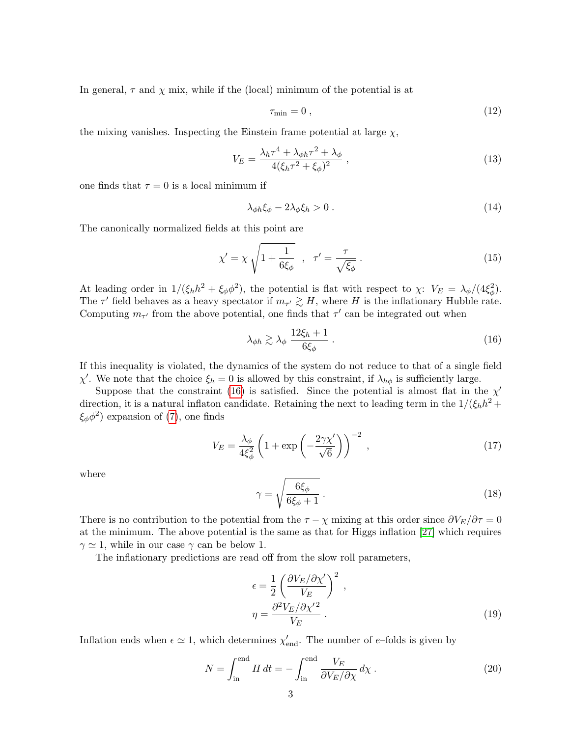In general, $\tau$ and $\chi$ mix, while if the (local) minimum of the potential is at

$$\tau_{\rm min} = 0 \,, \tag{12}$$

the mixing vanishes. Inspecting the Einstein frame potential at large $\chi$,

$$V_E = \frac{\lambda_h \tau^4 + \lambda_{\phi h}\tau^2 + \lambda_\phi}{4(\xi_h \tau^2 + \xi_\phi)^2} \,, \tag{13}$$

one finds that $\tau = 0$ is a local minimum if

$$\lambda_{\phi h}\xi_\phi - 2\lambda_\phi \xi_h > 0 \,. \tag{14}$$

The canonically normalized fields at this point are

$$\chi' = \chi\,\sqrt{1 + \frac{1}{6\xi_\phi}} \quad , \quad \tau' = \frac{\tau}{\sqrt{\xi_\phi}} \,. \tag{15}$$

At leading order in $1/(\xi_h h^2 + \xi_\phi \phi^2)$, the potential is flat with respect to $\chi$: $V_E = \lambda_\phi/(4\xi_\phi^2)$. The $\tau'$ field behaves as a heavy spectator if $m_{\tau'} \gtrsim H$, where $H$ is the inflationary Hubble rate. Computing $m_{\tau'}$ from the above potential, one finds that $\tau'$ can be integrated out when

$$\lambda_{\phi h} \gtrsim \lambda_\phi \, \frac{12\xi_h + 1}{6\xi_\phi} \,. \tag{16}$$

If this inequality is violated, the dynamics of the system do not reduce to that of a single field $\chi'$. We note that the choice $\xi_h = 0$ is allowed by this constraint, if $\lambda_{h\phi}$ is sufficiently large.

Suppose that the constraint (16) is satisfied. Since the potential is almost flat in the $\chi'$ direction, it is a natural inflaton candidate. Retaining the next to leading term in the $1/(\xi_h h^2 + \xi_\phi \phi^2)$ expansion of (7), one finds

$$V_E = \frac{\lambda_\phi}{4\xi_\phi^2}\left(1 + \exp\left(-\frac{2\gamma\chi'}{\sqrt{6}}\right)\right)^{-2} \,, \tag{17}$$

where

$$\gamma = \sqrt{\frac{6\xi_\phi}{6\xi_\phi + 1}} \,. \tag{18}$$

There is no contribution to the potential from the $\tau - \chi$ mixing at this order since $\partial V_E/\partial\tau = 0$ at the minimum. The above potential is the same as that for Higgs inflation [27] which requires $\gamma \simeq 1$, while in our case $\gamma$ can be below 1.

The inflationary predictions are read off from the slow roll parameters,

$$\epsilon = \frac{1}{2}\left(\frac{\partial V_E/\partial\chi'}{V_E}\right)^2 \,,$$
$$\eta = \frac{\partial^2 V_E/\partial\chi'^2}{V_E} \,. \tag{19}$$

Inflation ends when $\epsilon \simeq 1$, which determines $\chi'_{\rm end}$. The number of $e$–folds is given by

$$N = \int_{\rm in}^{\rm end} H\,dt = -\int_{\rm in}^{\rm end} \frac{V_E}{\partial V_E/\partial\chi}\,d\chi \,. \tag{20}$$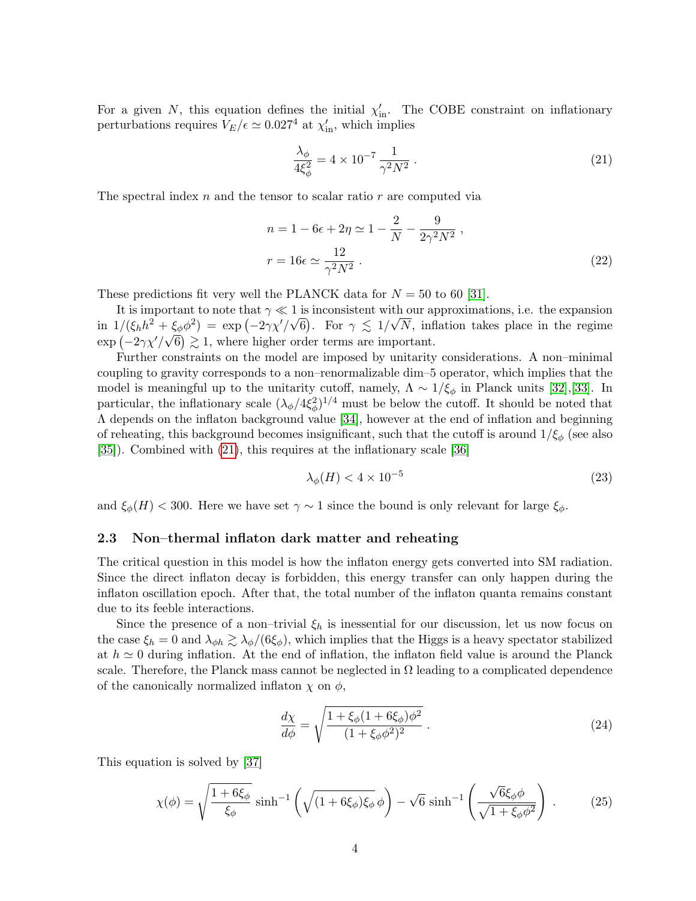For a given $N$, this equation defines the initial $\chi'_{\rm in}$. The COBE constraint on inflationary perturbations requires $V_E/\epsilon \simeq 0.027^4$ at $\chi'_{\rm in}$, which implies

$$\frac{\lambda_\phi}{4\xi_\phi^2} = 4 \times 10^{-7} \, \frac{1}{\gamma^2 N^2} \, . \tag{21}$$

The spectral index $n$ and the tensor to scalar ratio $r$ are computed via

$$\begin{aligned} n &= 1 - 6\epsilon + 2\eta \simeq 1 - \frac{2}{N} - \frac{9}{2\gamma^2 N^2} \, , \\ r &= 16\epsilon \simeq \frac{12}{\gamma^2 N^2} \, . \end{aligned} \tag{22}$$

These predictions fit very well the PLANCK data for $N = 50$ to $60$ [31].

It is important to note that $\gamma \ll 1$ is inconsistent with our approximations, i.e. the expansion in $1/(\xi_h h^2 + \xi_\phi \phi^2) = \exp\left(-2\gamma\chi'/\sqrt{6}\right)$. For $\gamma \lesssim 1/\sqrt{N}$, inflation takes place in the regime $\exp\left(-2\gamma\chi'/\sqrt{6}\right) \gtrsim 1$, where higher order terms are important.

Further constraints on the model are imposed by unitarity considerations. A non–minimal coupling to gravity corresponds to a non–renormalizable dim–5 operator, which implies that the model is meaningful up to the unitarity cutoff, namely, $\Lambda \sim 1/\xi_\phi$ in Planck units [32],[33]. In particular, the inflationary scale $(\lambda_\phi/4\xi_\phi^2)^{1/4}$ must be below the cutoff. It should be noted that $\Lambda$ depends on the inflaton background value [34], however at the end of inflation and beginning of reheating, this background becomes insignificant, such that the cutoff is around $1/\xi_\phi$ (see also [35]). Combined with (21), this requires at the inflationary scale [36]

$$\lambda_\phi(H) < 4 \times 10^{-5} \tag{23}$$

and $\xi_\phi(H) < 300$. Here we have set $\gamma \sim 1$ since the bound is only relevant for large $\xi_\phi$.

### 2.3 Non–thermal inflaton dark matter and reheating

The critical question in this model is how the inflaton energy gets converted into SM radiation. Since the direct inflaton decay is forbidden, this energy transfer can only happen during the inflaton oscillation epoch. After that, the total number of the inflaton quanta remains constant due to its feeble interactions.

Since the presence of a non–trivial $\xi_h$ is inessential for our discussion, let us now focus on the case $\xi_h = 0$ and $\lambda_{\phi h} \gtrsim \lambda_\phi/(6\xi_\phi)$, which implies that the Higgs is a heavy spectator stabilized at $h \simeq 0$ during inflation. At the end of inflation, the inflaton field value is around the Planck scale. Therefore, the Planck mass cannot be neglected in $\Omega$ leading to a complicated dependence of the canonically normalized inflaton $\chi$ on $\phi$,

$$\frac{d\chi}{d\phi} = \sqrt{\frac{1 + \xi_\phi(1 + 6\xi_\phi)\phi^2}{(1 + \xi_\phi \phi^2)^2}} \, . \tag{24}$$

This equation is solved by [37]

$$\chi(\phi) = \sqrt{\frac{1 + 6\xi_\phi}{\xi_\phi}} \, \sinh^{-1}\left(\sqrt{(1 + 6\xi_\phi)\xi_\phi} \, \phi\right) - \sqrt{6} \, \sinh^{-1}\left(\frac{\sqrt{6}\xi_\phi \phi}{\sqrt{1 + \xi_\phi \phi^2}}\right) \, . \tag{25}$$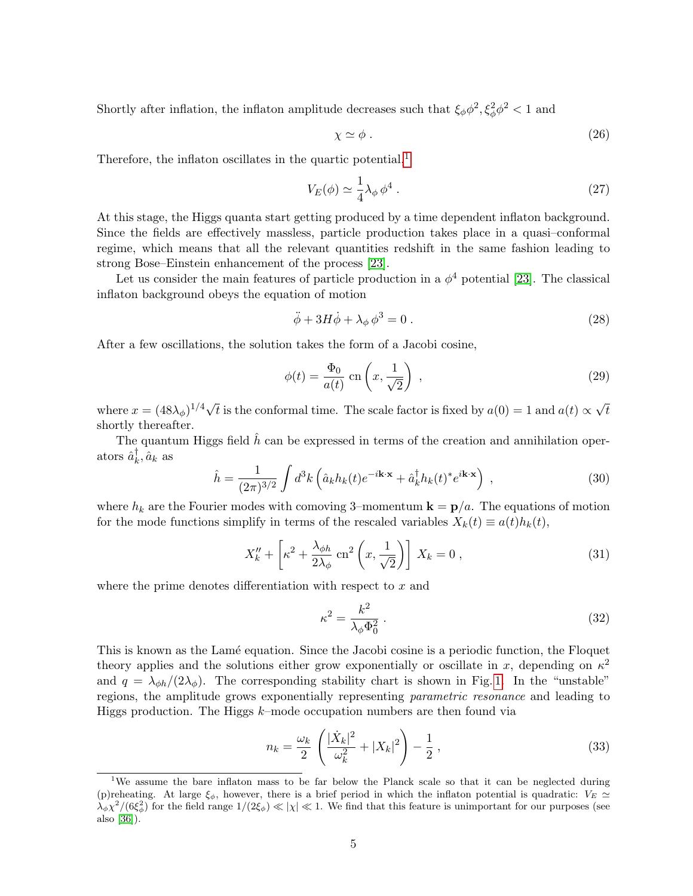Shortly after inflation, the inflaton amplitude decreases such that $\xi_\phi \phi^2, \xi_\phi^2 \phi^2 < 1$ and

$$
\chi \simeq \phi \,. \tag{26}
$$

Therefore, the inflaton oscillates in the quartic potential,[1]

$$
V_E(\phi) \simeq \frac{1}{4} \lambda_\phi \, \phi^4 \,. \tag{27}
$$

At this stage, the Higgs quanta start getting produced by a time dependent inflaton background. Since the fields are effectively massless, particle production takes place in a quasi–conformal regime, which means that all the relevant quantities redshift in the same fashion leading to strong Bose–Einstein enhancement of the process [23].

Let us consider the main features of particle production in a $\phi^4$ potential [23]. The classical inflaton background obeys the equation of motion

$$
\ddot{\phi} + 3H\dot{\phi} + \lambda_\phi \, \phi^3 = 0 \,. \tag{28}
$$

After a few oscillations, the solution takes the form of a Jacobi cosine,

$$
\phi(t) = \frac{\Phi_0}{a(t)} \, \mathrm{cn}\left(x, \frac{1}{\sqrt{2}}\right) \,, \tag{29}
$$

where $x = (48\lambda_\phi)^{1/4}\sqrt{t}$ is the conformal time. The scale factor is fixed by $a(0) = 1$ and $a(t) \propto \sqrt{t}$ shortly thereafter.

The quantum Higgs field $\hat{h}$ can be expressed in terms of the creation and annihilation operators $\hat{a}_k^\dagger, \hat{a}_k$ as

$$
\hat{h} = \frac{1}{(2\pi)^{3/2}} \int d^3k \left( \hat{a}_k h_k(t) e^{-i\mathbf{k}\cdot\mathbf{x}} + \hat{a}_k^\dagger h_k(t)^* e^{i\mathbf{k}\cdot\mathbf{x}} \right) \,, \tag{30}
$$

where $h_k$ are the Fourier modes with comoving 3–momentum $\mathbf{k} = \mathbf{p}/a$. The equations of motion for the mode functions simplify in terms of the rescaled variables $X_k(t) \equiv a(t) h_k(t)$,

$$
X_k'' + \left[ \kappa^2 + \frac{\lambda_{\phi h}}{2\lambda_\phi} \, \mathrm{cn}^2\left(x, \frac{1}{\sqrt{2}}\right) \right] \, X_k = 0 \,, \tag{31}
$$

where the prime denotes differentiation with respect to $x$ and

$$
\kappa^2 = \frac{k^2}{\lambda_\phi \Phi_0^2} \,. \tag{32}
$$

This is known as the Lamé equation. Since the Jacobi cosine is a periodic function, the Floquet theory applies and the solutions either grow exponentially or oscillate in $x$, depending on $\kappa^2$ and $q = \lambda_{\phi h}/(2\lambda_\phi)$. The corresponding stability chart is shown in Fig. 1. In the "unstable" regions, the amplitude grows exponentially representing *parametric resonance* and leading to Higgs production. The Higgs $k$–mode occupation numbers are then found via

$$
n_k = \frac{\omega_k}{2} \left( \frac{|\dot{X}_k|^2}{\omega_k^2} + |X_k|^2 \right) - \frac{1}{2} \,, \tag{33}
$$

[1] We assume the bare inflaton mass to be far below the Planck scale so that it can be neglected during (p)reheating. At large $\xi_\phi$, however, there is a brief period in which the inflaton potential is quadratic: $V_E \simeq \lambda_\phi \chi^2/(6\xi_\phi^2)$ for the field range $1/(2\xi_\phi) \ll |\chi| \ll 1$. We find that this feature is unimportant for our purposes (see also [36]).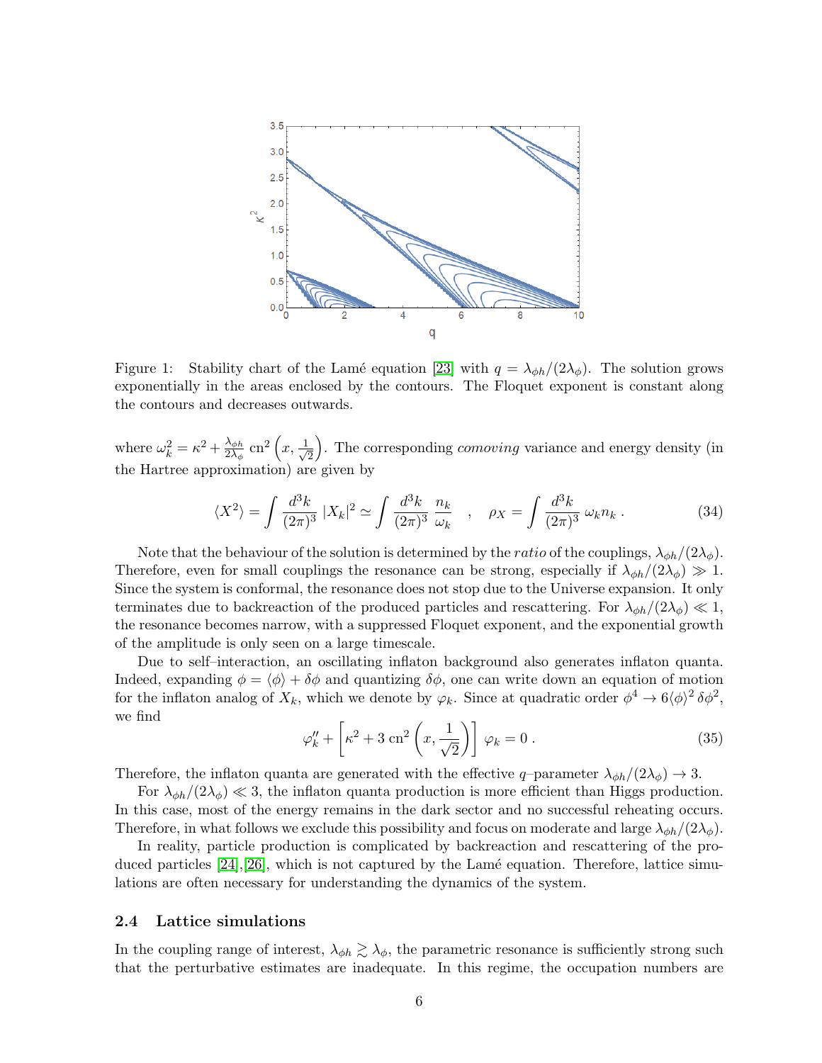Figure 1: Stability chart of the Lamé equation [23] with $q = \lambda_{\phi h}/(2\lambda_\phi)$. The solution grows exponentially in the areas enclosed by the contours. The Floquet exponent is constant along the contours and decreases outwards.

where $\omega_k^2 = \kappa^2 + \frac{\lambda_{\phi h}}{2\lambda_\phi}\,\mathrm{cn}^2\left(x, \frac{1}{\sqrt{2}}\right)$. The corresponding *comoving* variance and energy density (in the Hartree approximation) are given by

$$\langle X^2 \rangle = \int \frac{d^3k}{(2\pi)^3}\,|X_k|^2 \simeq \int \frac{d^3k}{(2\pi)^3}\,\frac{n_k}{\omega_k} \quad , \quad \rho_X = \int \frac{d^3k}{(2\pi)^3}\,\omega_k n_k \,. \tag{34}$$

Note that the behaviour of the solution is determined by the *ratio* of the couplings, $\lambda_{\phi h}/(2\lambda_\phi)$. Therefore, even for small couplings the resonance can be strong, especially if $\lambda_{\phi h}/(2\lambda_\phi) \gg 1$. Since the system is conformal, the resonance does not stop due to the Universe expansion. It only terminates due to backreaction of the produced particles and rescattering. For $\lambda_{\phi h}/(2\lambda_\phi) \ll 1$, the resonance becomes narrow, with a suppressed Floquet exponent, and the exponential growth of the amplitude is only seen on a large timescale.

Due to self–interaction, an oscillating inflaton background also generates inflaton quanta. Indeed, expanding $\phi = \langle \phi \rangle + \delta\phi$ and quantizing $\delta\phi$, one can write down an equation of motion for the inflaton analog of $X_k$, which we denote by $\varphi_k$. Since at quadratic order $\phi^4 \to 6\langle\phi\rangle^2\,\delta\phi^2$, we find

$$\varphi_k'' + \left[\kappa^2 + 3\,\mathrm{cn}^2\left(x, \frac{1}{\sqrt{2}}\right)\right]\,\varphi_k = 0\,. \tag{35}$$

Therefore, the inflaton quanta are generated with the effective $q$–parameter $\lambda_{\phi h}/(2\lambda_\phi) \to 3$.

For $\lambda_{\phi h}/(2\lambda_\phi) \ll 3$, the inflaton quanta production is more efficient than Higgs production. In this case, most of the energy remains in the dark sector and no successful reheating occurs. Therefore, in what follows we exclude this possibility and focus on moderate and large $\lambda_{\phi h}/(2\lambda_\phi)$.

In reality, particle production is complicated by backreaction and rescattering of the produced particles [24],[26], which is not captured by the Lamé equation. Therefore, lattice simulations are often necessary for understanding the dynamics of the system.

### 2.4 Lattice simulations

In the coupling range of interest, $\lambda_{\phi h} \gtrsim \lambda_\phi$, the parametric resonance is sufficiently strong such that the perturbative estimates are inadequate. In this regime, the occupation numbers are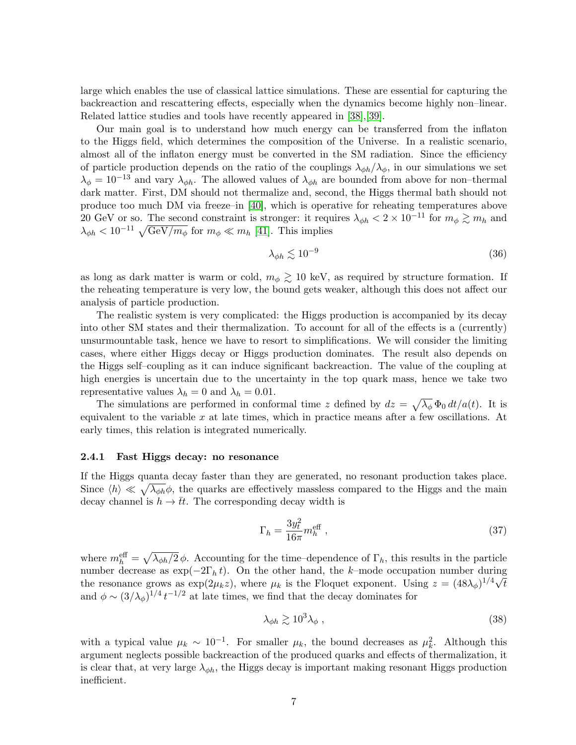large which enables the use of classical lattice simulations. These are essential for capturing the backreaction and rescattering effects, especially when the dynamics become highly non–linear. Related lattice studies and tools have recently appeared in [38],[39].

Our main goal is to understand how much energy can be transferred from the inflaton to the Higgs field, which determines the composition of the Universe. In a realistic scenario, almost all of the inflaton energy must be converted in the SM radiation. Since the efficiency of particle production depends on the ratio of the couplings $\lambda_{\phi h}/\lambda_\phi$, in our simulations we set $\lambda_\phi = 10^{-13}$ and vary $\lambda_{\phi h}$. The allowed values of $\lambda_{\phi h}$ are bounded from above for non–thermal dark matter. First, DM should not thermalize and, second, the Higgs thermal bath should not produce too much DM via freeze–in [40], which is operative for reheating temperatures above 20 GeV or so. The second constraint is stronger: it requires $\lambda_{\phi h} < 2 \times 10^{-11}$ for $m_\phi \gtrsim m_h$ and $\lambda_{\phi h} < 10^{-11}\sqrt{\text{GeV}/m_\phi}$ for $m_\phi \ll m_h$ [41]. This implies

$$\lambda_{\phi h} \lesssim 10^{-9} \tag{36}$$

as long as dark matter is warm or cold, $m_\phi \gtrsim 10$ keV, as required by structure formation. If the reheating temperature is very low, the bound gets weaker, although this does not affect our analysis of particle production.

The realistic system is very complicated: the Higgs production is accompanied by its decay into other SM states and their thermalization. To account for all of the effects is a (currently) unsurmountable task, hence we have to resort to simplifications. We will consider the limiting cases, where either Higgs decay or Higgs production dominates. The result also depends on the Higgs self–coupling as it can induce significant backreaction. The value of the coupling at high energies is uncertain due to the uncertainty in the top quark mass, hence we take two representative values $\lambda_h = 0$ and $\lambda_h = 0.01$.

The simulations are performed in conformal time $z$ defined by $dz = \sqrt{\lambda_\phi}\,\Phi_0\, dt/a(t)$. It is equivalent to the variable $x$ at late times, which in practice means after a few oscillations. At early times, this relation is integrated numerically.

### 2.4.1 Fast Higgs decay: no resonance

If the Higgs quanta decay faster than they are generated, no resonant production takes place. Since $\langle h \rangle \ll \sqrt{\lambda_{\phi h}}\phi$, the quarks are effectively massless compared to the Higgs and the main decay channel is $h \to \bar{t}t$. The corresponding decay width is

$$\Gamma_h = \frac{3y_t^2}{16\pi} m_h^{\text{eff}} \,, \tag{37}$$

where $m_h^{\text{eff}} = \sqrt{\lambda_{\phi h}/2}\,\phi$. Accounting for the time–dependence of $\Gamma_h$, this results in the particle number decrease as $\exp(-2\Gamma_h\, t)$. On the other hand, the $k$–mode occupation number during the resonance grows as $\exp(2\mu_k z)$, where $\mu_k$ is the Floquet exponent. Using $z = (48\lambda_\phi)^{1/4}\sqrt{t}$ and $\phi \sim (3/\lambda_\phi)^{1/4}\, t^{-1/2}$ at late times, we find that the decay dominates for

$$\lambda_{\phi h} \gtrsim 10^3 \lambda_\phi \,, \tag{38}$$

with a typical value $\mu_k \sim 10^{-1}$. For smaller $\mu_k$, the bound decreases as $\mu_k^2$. Although this argument neglects possible backreaction of the produced quarks and effects of thermalization, it is clear that, at very large $\lambda_{\phi h}$, the Higgs decay is important making resonant Higgs production inefficient.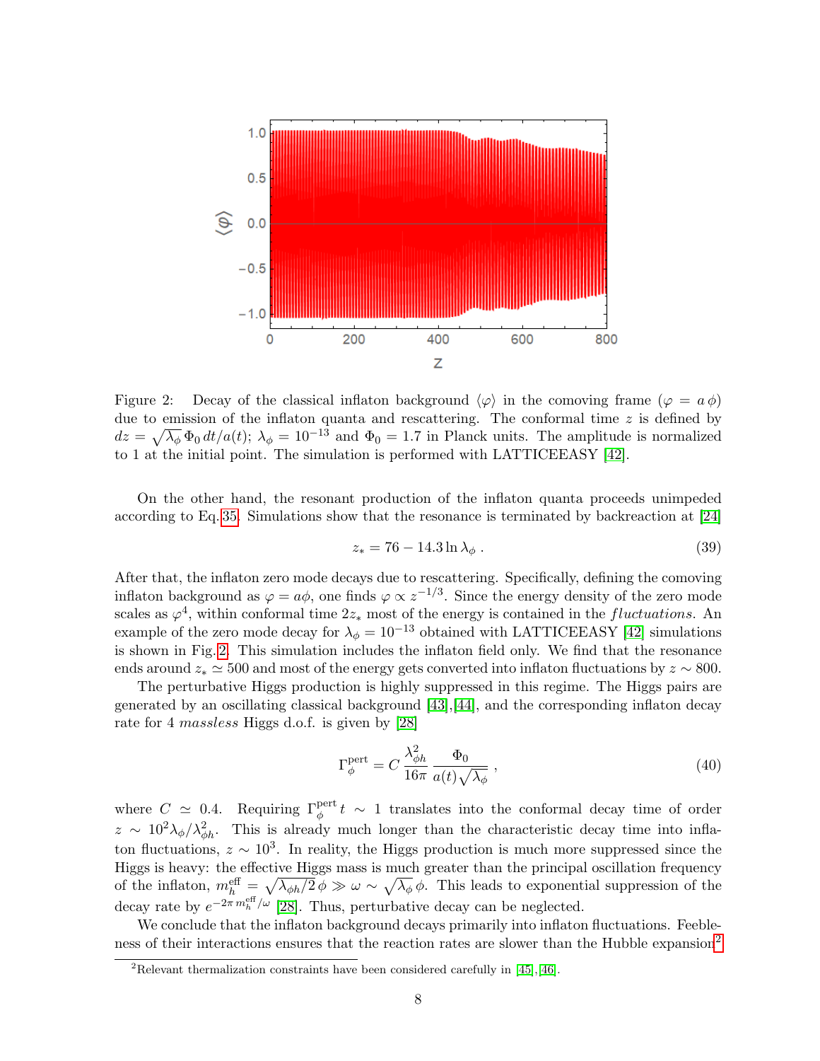Figure 2: Decay of the classical inflaton background $\langle\varphi\rangle$ in the comoving frame ($\varphi = a\,\phi$) due to emission of the inflaton quanta and rescattering. The conformal time $z$ is defined by $dz = \sqrt{\lambda_\phi}\,\Phi_0\,dt/a(t)$; $\lambda_\phi = 10^{-13}$ and $\Phi_0 = 1.7$ in Planck units. The amplitude is normalized to 1 at the initial point. The simulation is performed with LATTICEEASY [42].

On the other hand, the resonant production of the inflaton quanta proceeds unimpeded according to Eq.35. Simulations show that the resonance is terminated by backreaction at [24]

$$z_* = 76 - 14.3 \ln \lambda_\phi \,. \tag{39}$$

After that, the inflaton zero mode decays due to rescattering. Specifically, defining the comoving inflaton background as $\varphi = a\phi$, one finds $\varphi \propto z^{-1/3}$. Since the energy density of the zero mode scales as $\varphi^4$, within conformal time $2z_*$ most of the energy is contained in the *fluctuations*. An example of the zero mode decay for $\lambda_\phi = 10^{-13}$ obtained with LATTICEEASY [42] simulations is shown in Fig.2. This simulation includes the inflaton field only. We find that the resonance ends around $z_* \simeq 500$ and most of the energy gets converted into inflaton fluctuations by $z \sim 800$.

The perturbative Higgs production is highly suppressed in this regime. The Higgs pairs are generated by an oscillating classical background [43],[44], and the corresponding inflaton decay rate for 4 *massless* Higgs d.o.f. is given by [28]

$$\Gamma_\phi^{\rm pert} = C\, \frac{\lambda_{\phi h}^2}{16\pi}\, \frac{\Phi_0}{a(t)\sqrt{\lambda_\phi}} \,, \tag{40}$$

where $C \simeq 0.4$. Requiring $\Gamma_\phi^{\rm pert}\, t \sim 1$ translates into the conformal decay time of order $z \sim 10^2 \lambda_\phi/\lambda_{\phi h}^2$. This is already much longer than the characteristic decay time into inflaton fluctuations, $z \sim 10^3$. In reality, the Higgs production is much more suppressed since the Higgs is heavy: the effective Higgs mass is much greater than the principal oscillation frequency of the inflaton, $m_h^{\rm eff} = \sqrt{\lambda_{\phi h}/2}\,\phi \gg \omega \sim \sqrt{\lambda_\phi}\,\phi$. This leads to exponential suppression of the decay rate by $e^{-2\pi\, m_h^{\rm eff}/\omega}$ [28]. Thus, perturbative decay can be neglected.

We conclude that the inflaton background decays primarily into inflaton fluctuations. Feebleness of their interactions ensures that the reaction rates are slower than the Hubble expansion[2]

[2] Relevant thermalization constraints have been considered carefully in [45],[46].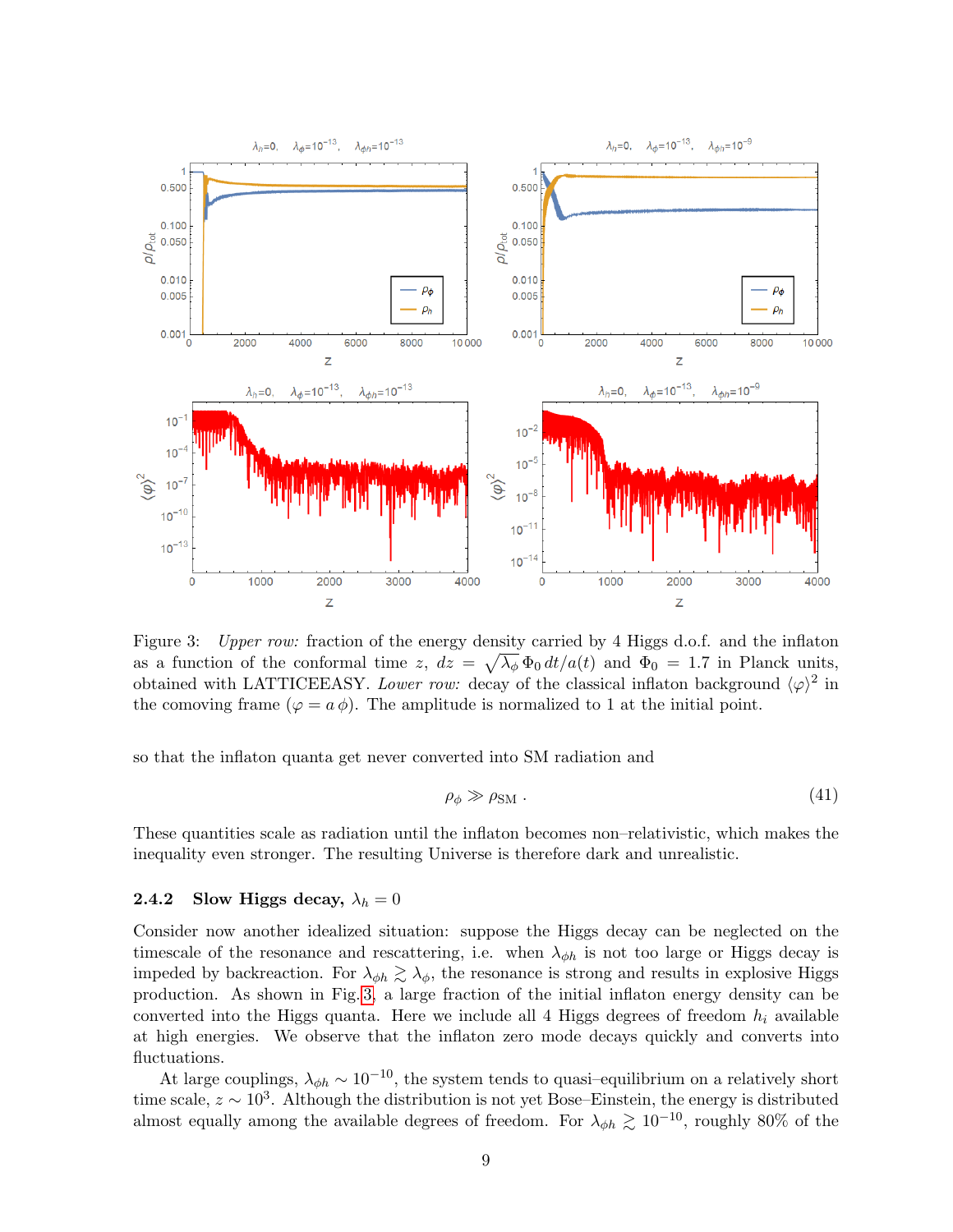Figure 3: *Upper row:* fraction of the energy density carried by 4 Higgs d.o.f. and the inflaton as a function of the conformal time $z$, $dz = \sqrt{\lambda_\phi}\,\Phi_0\,dt/a(t)$ and $\Phi_0 = 1.7$ in Planck units, obtained with LATTICEEASY. *Lower row:* decay of the classical inflaton background $\langle\varphi\rangle^2$ in the comoving frame ($\varphi = a\,\phi$). The amplitude is normalized to 1 at the initial point.

so that the inflaton quanta get never converted into SM radiation and

$$\rho_\phi \gg \rho_{\rm SM}\ . \tag{41}$$

These quantities scale as radiation until the inflaton becomes non–relativistic, which makes the inequality even stronger. The resulting Universe is therefore dark and unrealistic.

### 2.4.2 Slow Higgs decay, $\lambda_h = 0$

Consider now another idealized situation: suppose the Higgs decay can be neglected on the timescale of the resonance and rescattering, i.e. when $\lambda_{\phi h}$ is not too large or Higgs decay is impeded by backreaction. For $\lambda_{\phi h} \gtrsim \lambda_\phi$, the resonance is strong and results in explosive Higgs production. As shown in Fig. 3, a large fraction of the initial inflaton energy density can be converted into the Higgs quanta. Here we include all 4 Higgs degrees of freedom $h_i$ available at high energies. We observe that the inflaton zero mode decays quickly and converts into fluctuations.

At large couplings, $\lambda_{\phi h} \sim 10^{-10}$, the system tends to quasi–equilibrium on a relatively short time scale, $z \sim 10^3$. Although the distribution is not yet Bose–Einstein, the energy is distributed almost equally among the available degrees of freedom. For $\lambda_{\phi h} \gtrsim 10^{-10}$, roughly 80% of the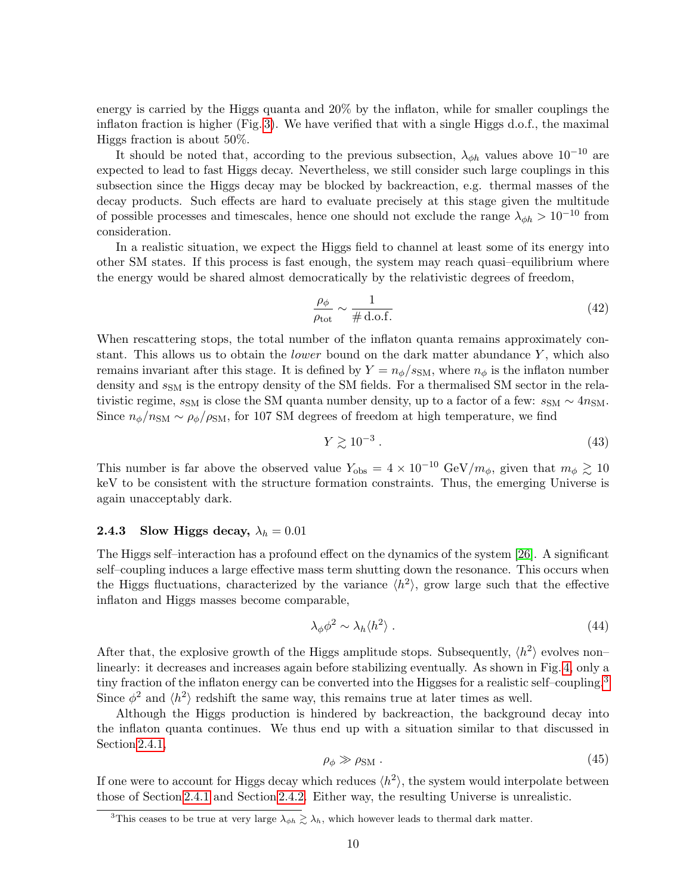energy is carried by the Higgs quanta and 20% by the inflaton, while for smaller couplings the inflaton fraction is higher (Fig.3). We have verified that with a single Higgs d.o.f., the maximal Higgs fraction is about 50%.

It should be noted that, according to the previous subsection, $\lambda_{\phi h}$ values above $10^{-10}$ are expected to lead to fast Higgs decay. Nevertheless, we still consider such large couplings in this subsection since the Higgs decay may be blocked by backreaction, e.g. thermal masses of the decay products. Such effects are hard to evaluate precisely at this stage given the multitude of possible processes and timescales, hence one should not exclude the range $\lambda_{\phi h} > 10^{-10}$ from consideration.

In a realistic situation, we expect the Higgs field to channel at least some of its energy into other SM states. If this process is fast enough, the system may reach quasi–equilibrium where the energy would be shared almost democratically by the relativistic degrees of freedom,

$$\frac{\rho_\phi}{\rho_{\rm tot}} \sim \frac{1}{\#\,{\rm d.o.f.}} \tag{42}$$

When rescattering stops, the total number of the inflaton quanta remains approximately constant. This allows us to obtain the *lower* bound on the dark matter abundance $Y$, which also remains invariant after this stage. It is defined by $Y = n_\phi / s_{\rm SM}$, where $n_\phi$ is the inflaton number density and $s_{\rm SM}$ is the entropy density of the SM fields. For a thermalised SM sector in the relativistic regime, $s_{\rm SM}$ is close the SM quanta number density, up to a factor of a few: $s_{\rm SM} \sim 4 n_{\rm SM}$. Since $n_\phi / n_{\rm SM} \sim \rho_\phi / \rho_{\rm SM}$, for 107 SM degrees of freedom at high temperature, we find

$$Y \gtrsim 10^{-3} \,. \tag{43}$$

This number is far above the observed value $Y_{\rm obs} = 4 \times 10^{-10}$ GeV$/m_\phi$, given that $m_\phi \gtrsim 10$ keV to be consistent with the structure formation constraints. Thus, the emerging Universe is again unacceptably dark.

### 2.4.3 Slow Higgs decay, $\lambda_h = 0.01$

The Higgs self–interaction has a profound effect on the dynamics of the system [26]. A significant self–coupling induces a large effective mass term shutting down the resonance. This occurs when the Higgs fluctuations, characterized by the variance $\langle h^2 \rangle$, grow large such that the effective inflaton and Higgs masses become comparable,

$$\lambda_\phi \phi^2 \sim \lambda_h \langle h^2 \rangle \,. \tag{44}$$

After that, the explosive growth of the Higgs amplitude stops. Subsequently, $\langle h^2 \rangle$ evolves non–linearly: it decreases and increases again before stabilizing eventually. As shown in Fig.4, only a tiny fraction of the inflaton energy can be converted into the Higgses for a realistic self–coupling.[3] Since $\phi^2$ and $\langle h^2 \rangle$ redshift the same way, this remains true at later times as well.

Although the Higgs production is hindered by backreaction, the background decay into the inflaton quanta continues. We thus end up with a situation similar to that discussed in Section 2.4.1,

$$\rho_\phi \gg \rho_{\rm SM} \,. \tag{45}$$

If one were to account for Higgs decay which reduces $\langle h^2 \rangle$, the system would interpolate between those of Section 2.4.1 and Section 2.4.2. Either way, the resulting Universe is unrealistic.

[3] This ceases to be true at very large $\lambda_{\phi h} \gtrsim \lambda_h$, which however leads to thermal dark matter.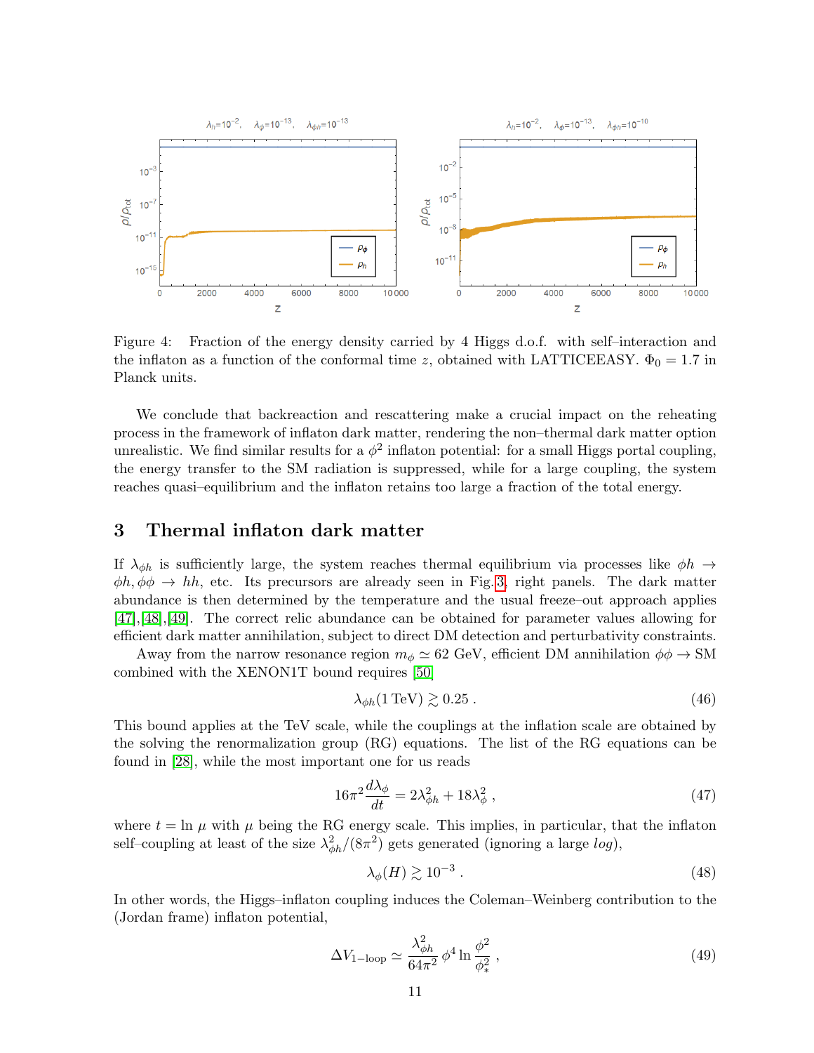Figure 4: Fraction of the energy density carried by 4 Higgs d.o.f. with self–interaction and the inflaton as a function of the conformal time $z$, obtained with LATTICEEASY. $\Phi_0 = 1.7$ in Planck units.

We conclude that backreaction and rescattering make a crucial impact on the reheating process in the framework of inflaton dark matter, rendering the non–thermal dark matter option unrealistic. We find similar results for a $\phi^2$ inflaton potential: for a small Higgs portal coupling, the energy transfer to the SM radiation is suppressed, while for a large coupling, the system reaches quasi–equilibrium and the inflaton retains too large a fraction of the total energy.

## 3 Thermal inflaton dark matter

If $\lambda_{\phi h}$ is sufficiently large, the system reaches thermal equilibrium via processes like $\phi h \to \phi h, \phi\phi \to hh$, etc. Its precursors are already seen in Fig.3, right panels. The dark matter abundance is then determined by the temperature and the usual freeze–out approach applies [47],[48],[49]. The correct relic abundance can be obtained for parameter values allowing for efficient dark matter annihilation, subject to direct DM detection and perturbativity constraints.

Away from the narrow resonance region $m_\phi \simeq 62$ GeV, efficient DM annihilation $\phi\phi \to$ SM combined with the XENON1T bound requires [50]

$$\lambda_{\phi h}(1\,\text{TeV}) \gtrsim 0.25\,. \tag{46}$$

This bound applies at the TeV scale, while the couplings at the inflation scale are obtained by the solving the renormalization group (RG) equations. The list of the RG equations can be found in [28], while the most important one for us reads

$$16\pi^2 \frac{d\lambda_\phi}{dt} = 2\lambda_{\phi h}^2 + 18\lambda_\phi^2\,, \tag{47}$$

where $t = \ln \mu$ with $\mu$ being the RG energy scale. This implies, in particular, that the inflaton self–coupling at least of the size $\lambda_{\phi h}^2/(8\pi^2)$ gets generated (ignoring a large *log*),

$$\lambda_\phi(H) \gtrsim 10^{-3}\,. \tag{48}$$

In other words, the Higgs–inflaton coupling induces the Coleman–Weinberg contribution to the (Jordan frame) inflaton potential,

$$\Delta V_{1-\text{loop}} \simeq \frac{\lambda_{\phi h}^2}{64\pi^2}\,\phi^4 \ln \frac{\phi^2}{\phi_*^2}\,, \tag{49}$$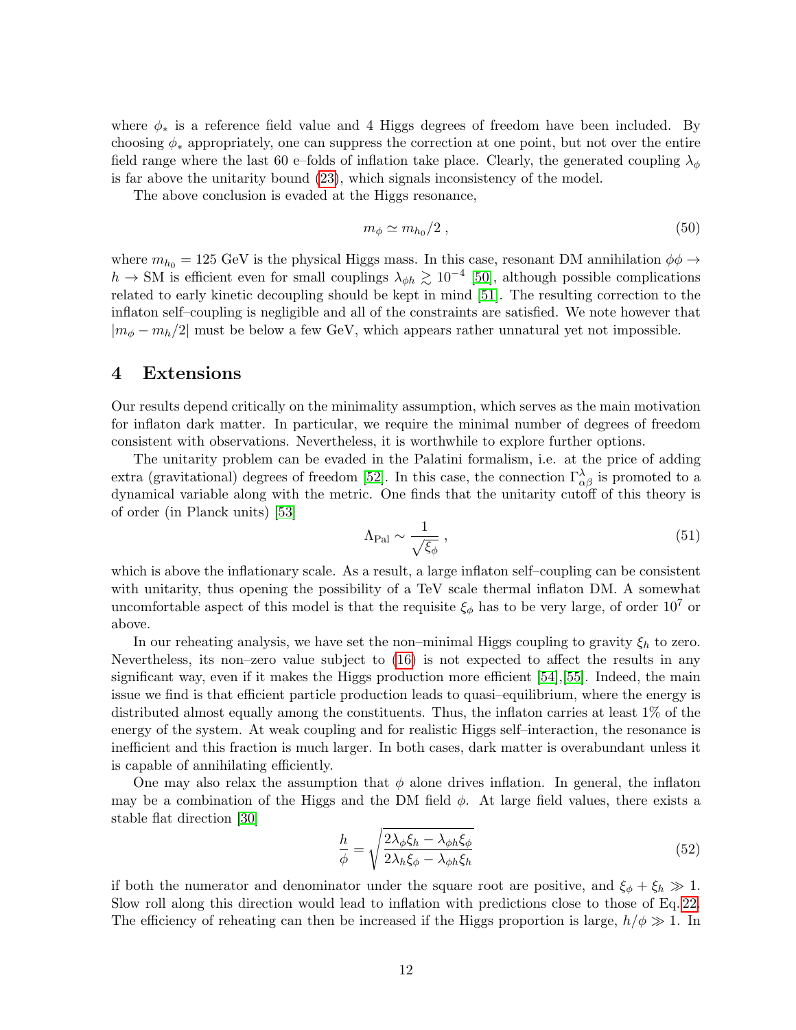where $\phi_*$ is a reference field value and 4 Higgs degrees of freedom have been included. By choosing $\phi_*$ appropriately, one can suppress the correction at one point, but not over the entire field range where the last 60 e–folds of inflation take place. Clearly, the generated coupling $\lambda_\phi$ is far above the unitarity bound (23), which signals inconsistency of the model.

The above conclusion is evaded at the Higgs resonance,

$$m_\phi \simeq m_{h_0}/2 \,, \tag{50}$$

where $m_{h_0} = 125$ GeV is the physical Higgs mass. In this case, resonant DM annihilation $\phi\phi \to h \to$ SM is efficient even for small couplings $\lambda_{\phi h} \gtrsim 10^{-4}$ [50], although possible complications related to early kinetic decoupling should be kept in mind [51]. The resulting correction to the inflaton self–coupling is negligible and all of the constraints are satisfied. We note however that $|m_\phi - m_h/2|$ must be below a few GeV, which appears rather unnatural yet not impossible.

# 4 Extensions

Our results depend critically on the minimality assumption, which serves as the main motivation for inflaton dark matter. In particular, we require the minimal number of degrees of freedom consistent with observations. Nevertheless, it is worthwhile to explore further options.

The unitarity problem can be evaded in the Palatini formalism, i.e. at the price of adding extra (gravitational) degrees of freedom [52]. In this case, the connection $\Gamma^\lambda_{\alpha\beta}$ is promoted to a dynamical variable along with the metric. One finds that the unitarity cutoff of this theory is of order (in Planck units) [53]

$$\Lambda_{\rm Pal} \sim \frac{1}{\sqrt{\xi_\phi}} \,, \tag{51}$$

which is above the inflationary scale. As a result, a large inflaton self–coupling can be consistent with unitarity, thus opening the possibility of a TeV scale thermal inflaton DM. A somewhat uncomfortable aspect of this model is that the requisite $\xi_\phi$ has to be very large, of order $10^7$ or above.

In our reheating analysis, we have set the non–minimal Higgs coupling to gravity $\xi_h$ to zero. Nevertheless, its non–zero value subject to (16) is not expected to affect the results in any significant way, even if it makes the Higgs production more efficient [54],[55]. Indeed, the main issue we find is that efficient particle production leads to quasi–equilibrium, where the energy is distributed almost equally among the constituents. Thus, the inflaton carries at least 1% of the energy of the system. At weak coupling and for realistic Higgs self–interaction, the resonance is inefficient and this fraction is much larger. In both cases, dark matter is overabundant unless it is capable of annihilating efficiently.

One may also relax the assumption that $\phi$ alone drives inflation. In general, the inflaton may be a combination of the Higgs and the DM field $\phi$. At large field values, there exists a stable flat direction [30]

$$\frac{h}{\phi} = \sqrt{\frac{2\lambda_\phi \xi_h - \lambda_{\phi h}\xi_\phi}{2\lambda_h \xi_\phi - \lambda_{\phi h}\xi_h}} \tag{52}$$

if both the numerator and denominator under the square root are positive, and $\xi_\phi + \xi_h \gg 1$. Slow roll along this direction would lead to inflation with predictions close to those of Eq. 22. The efficiency of reheating can then be increased if the Higgs proportion is large, $h/\phi \gg 1$. In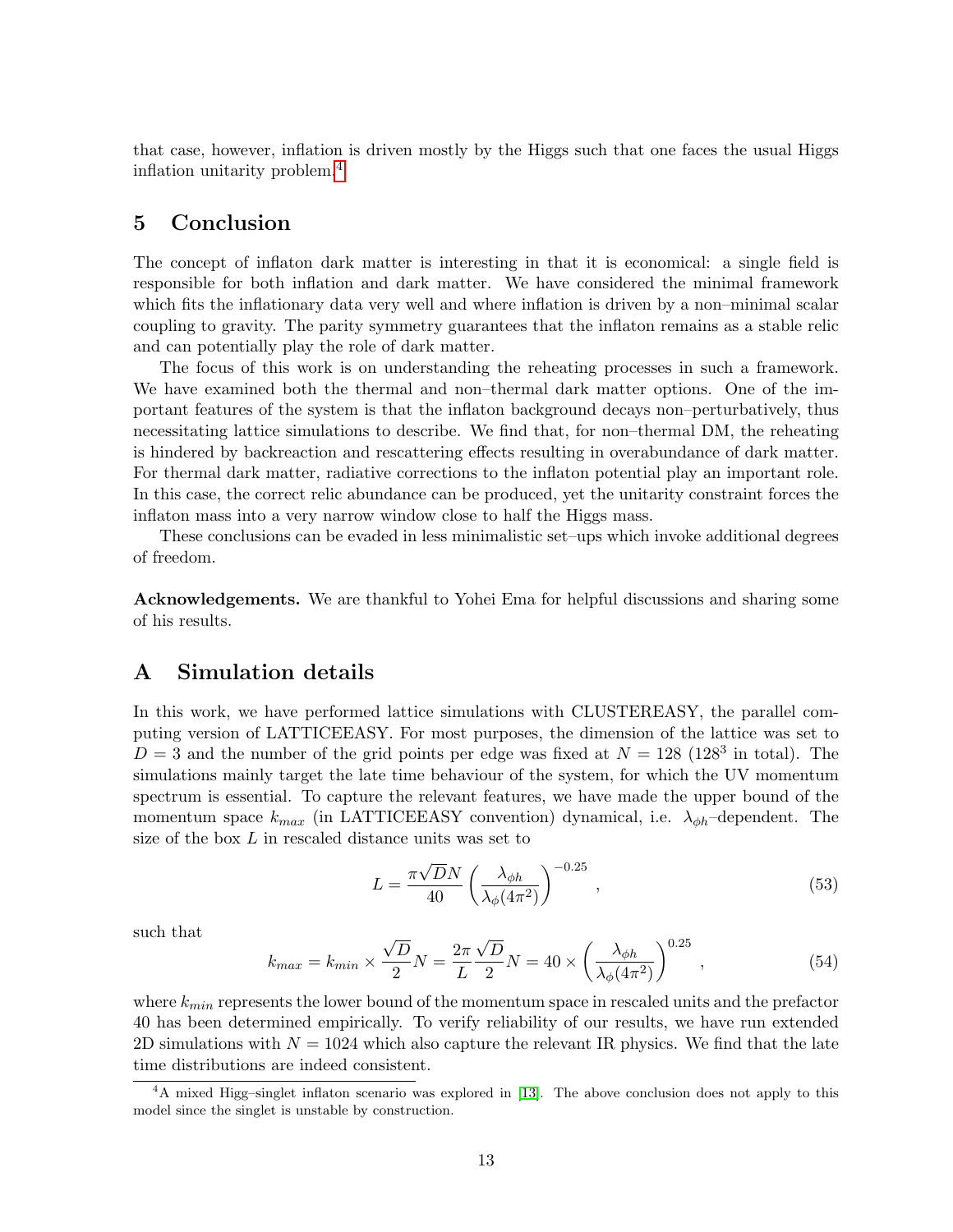that case, however, inflation is driven mostly by the Higgs such that one faces the usual Higgs inflation unitarity problem.[4]

## 5 Conclusion

The concept of inflaton dark matter is interesting in that it is economical: a single field is responsible for both inflation and dark matter. We have considered the minimal framework which fits the inflationary data very well and where inflation is driven by a non–minimal scalar coupling to gravity. The parity symmetry guarantees that the inflaton remains as a stable relic and can potentially play the role of dark matter.

The focus of this work is on understanding the reheating processes in such a framework. We have examined both the thermal and non–thermal dark matter options. One of the important features of the system is that the inflaton background decays non–perturbatively, thus necessitating lattice simulations to describe. We find that, for non–thermal DM, the reheating is hindered by backreaction and rescattering effects resulting in overabundance of dark matter. For thermal dark matter, radiative corrections to the inflaton potential play an important role. In this case, the correct relic abundance can be produced, yet the unitarity constraint forces the inflaton mass into a very narrow window close to half the Higgs mass.

These conclusions can be evaded in less minimalistic set–ups which invoke additional degrees of freedom.

**Acknowledgements.** We are thankful to Yohei Ema for helpful discussions and sharing some of his results.

## A Simulation details

In this work, we have performed lattice simulations with CLUSTEREASY, the parallel computing version of LATTICEEASY. For most purposes, the dimension of the lattice was set to $D = 3$ and the number of the grid points per edge was fixed at $N = 128$ ($128^3$ in total). The simulations mainly target the late time behaviour of the system, for which the UV momentum spectrum is essential. To capture the relevant features, we have made the upper bound of the momentum space $k_{max}$ (in LATTICEEASY convention) dynamical, i.e. $\lambda_{\phi h}$–dependent. The size of the box $L$ in rescaled distance units was set to

$$L = \frac{\pi \sqrt{D} N}{40} \left( \frac{\lambda_{\phi h}}{\lambda_\phi (4\pi^2)} \right)^{-0.25} , \tag{53}$$

such that

$$k_{max} = k_{min} \times \frac{\sqrt{D}}{2} N = \frac{2\pi}{L} \frac{\sqrt{D}}{2} N = 40 \times \left( \frac{\lambda_{\phi h}}{\lambda_\phi (4\pi^2)} \right)^{0.25} , \tag{54}$$

where $k_{min}$ represents the lower bound of the momentum space in rescaled units and the prefactor 40 has been determined empirically. To verify reliability of our results, we have run extended 2D simulations with $N = 1024$ which also capture the relevant IR physics. We find that the late time distributions are indeed consistent.

[4] A mixed Higg–singlet inflaton scenario was explored in [13]. The above conclusion does not apply to this model since the singlet is unstable by construction.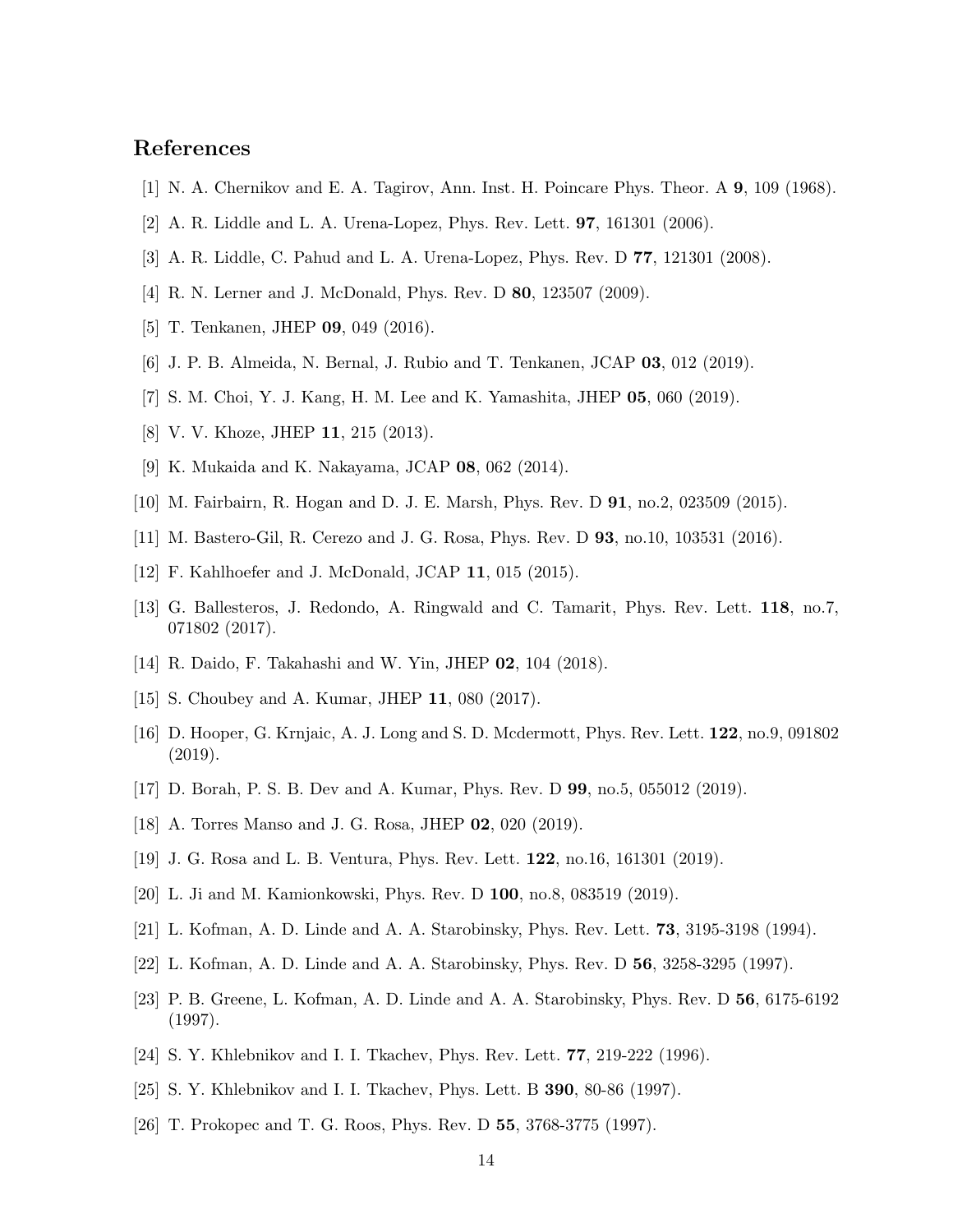## References

[1] N. A. Chernikov and E. A. Tagirov, Ann. Inst. H. Poincare Phys. Theor. A **9**, 109 (1968).

[2] A. R. Liddle and L. A. Urena-Lopez, Phys. Rev. Lett. **97**, 161301 (2006).

[3] A. R. Liddle, C. Pahud and L. A. Urena-Lopez, Phys. Rev. D **77**, 121301 (2008).

[4] R. N. Lerner and J. McDonald, Phys. Rev. D **80**, 123507 (2009).

[5] T. Tenkanen, JHEP **09**, 049 (2016).

[6] J. P. B. Almeida, N. Bernal, J. Rubio and T. Tenkanen, JCAP **03**, 012 (2019).

[7] S. M. Choi, Y. J. Kang, H. M. Lee and K. Yamashita, JHEP **05**, 060 (2019).

[8] V. V. Khoze, JHEP **11**, 215 (2013).

[9] K. Mukaida and K. Nakayama, JCAP **08**, 062 (2014).

[10] M. Fairbairn, R. Hogan and D. J. E. Marsh, Phys. Rev. D **91**, no.2, 023509 (2015).

[11] M. Bastero-Gil, R. Cerezo and J. G. Rosa, Phys. Rev. D **93**, no.10, 103531 (2016).

[12] F. Kahlhoefer and J. McDonald, JCAP **11**, 015 (2015).

[13] G. Ballesteros, J. Redondo, A. Ringwald and C. Tamarit, Phys. Rev. Lett. **118**, no.7, 071802 (2017).

[14] R. Daido, F. Takahashi and W. Yin, JHEP **02**, 104 (2018).

[15] S. Choubey and A. Kumar, JHEP **11**, 080 (2017).

[16] D. Hooper, G. Krnjaic, A. J. Long and S. D. Mcdermott, Phys. Rev. Lett. **122**, no.9, 091802 (2019).

[17] D. Borah, P. S. B. Dev and A. Kumar, Phys. Rev. D **99**, no.5, 055012 (2019).

[18] A. Torres Manso and J. G. Rosa, JHEP **02**, 020 (2019).

[19] J. G. Rosa and L. B. Ventura, Phys. Rev. Lett. **122**, no.16, 161301 (2019).

[20] L. Ji and M. Kamionkowski, Phys. Rev. D **100**, no.8, 083519 (2019).

[21] L. Kofman, A. D. Linde and A. A. Starobinsky, Phys. Rev. Lett. **73**, 3195-3198 (1994).

[22] L. Kofman, A. D. Linde and A. A. Starobinsky, Phys. Rev. D **56**, 3258-3295 (1997).

[23] P. B. Greene, L. Kofman, A. D. Linde and A. A. Starobinsky, Phys. Rev. D **56**, 6175-6192 (1997).

[24] S. Y. Khlebnikov and I. I. Tkachev, Phys. Rev. Lett. **77**, 219-222 (1996).

[25] S. Y. Khlebnikov and I. I. Tkachev, Phys. Lett. B **390**, 80-86 (1997).

[26] T. Prokopec and T. G. Roos, Phys. Rev. D **55**, 3768-3775 (1997).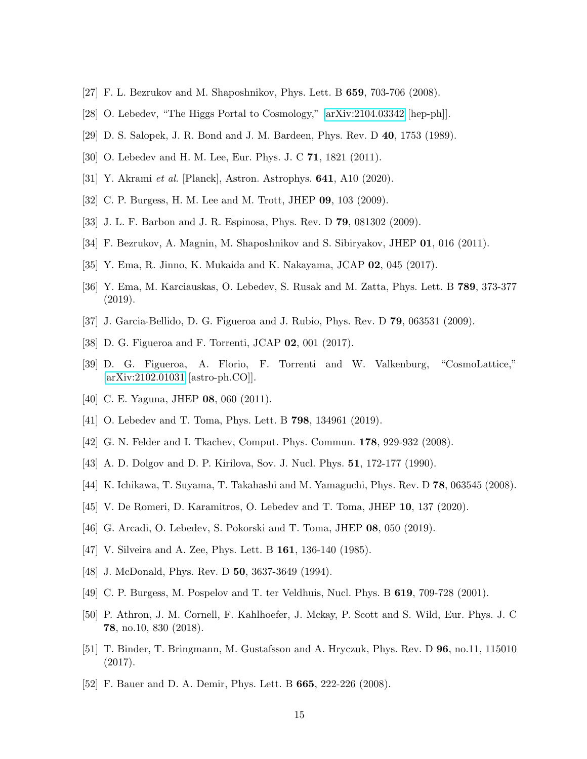[27] F. L. Bezrukov and M. Shaposhnikov, Phys. Lett. B **659**, 703-706 (2008).

[28] O. Lebedev, "The Higgs Portal to Cosmology," [arXiv:2104.03342 [hep-ph]].

[29] D. S. Salopek, J. R. Bond and J. M. Bardeen, Phys. Rev. D **40**, 1753 (1989).

[30] O. Lebedev and H. M. Lee, Eur. Phys. J. C **71**, 1821 (2011).

[31] Y. Akrami *et al.* [Planck], Astron. Astrophys. **641**, A10 (2020).

[32] C. P. Burgess, H. M. Lee and M. Trott, JHEP **09**, 103 (2009).

[33] J. L. F. Barbon and J. R. Espinosa, Phys. Rev. D **79**, 081302 (2009).

[34] F. Bezrukov, A. Magnin, M. Shaposhnikov and S. Sibiryakov, JHEP **01**, 016 (2011).

[35] Y. Ema, R. Jinno, K. Mukaida and K. Nakayama, JCAP **02**, 045 (2017).

[36] Y. Ema, M. Karciauskas, O. Lebedev, S. Rusak and M. Zatta, Phys. Lett. B **789**, 373-377 (2019).

[37] J. Garcia-Bellido, D. G. Figueroa and J. Rubio, Phys. Rev. D **79**, 063531 (2009).

[38] D. G. Figueroa and F. Torrenti, JCAP **02**, 001 (2017).

[39] D. G. Figueroa, A. Florio, F. Torrenti and W. Valkenburg, "CosmoLattice," [arXiv:2102.01031 [astro-ph.CO]].

[40] C. E. Yaguna, JHEP **08**, 060 (2011).

[41] O. Lebedev and T. Toma, Phys. Lett. B **798**, 134961 (2019).

[42] G. N. Felder and I. Tkachev, Comput. Phys. Commun. **178**, 929-932 (2008).

[43] A. D. Dolgov and D. P. Kirilova, Sov. J. Nucl. Phys. **51**, 172-177 (1990).

[44] K. Ichikawa, T. Suyama, T. Takahashi and M. Yamaguchi, Phys. Rev. D **78**, 063545 (2008).

[45] V. De Romeri, D. Karamitros, O. Lebedev and T. Toma, JHEP **10**, 137 (2020).

[46] G. Arcadi, O. Lebedev, S. Pokorski and T. Toma, JHEP **08**, 050 (2019).

[47] V. Silveira and A. Zee, Phys. Lett. B **161**, 136-140 (1985).

[48] J. McDonald, Phys. Rev. D **50**, 3637-3649 (1994).

[49] C. P. Burgess, M. Pospelov and T. ter Veldhuis, Nucl. Phys. B **619**, 709-728 (2001).

[50] P. Athron, J. M. Cornell, F. Kahlhoefer, J. Mckay, P. Scott and S. Wild, Eur. Phys. J. C **78**, no.10, 830 (2018).

[51] T. Binder, T. Bringmann, M. Gustafsson and A. Hryczuk, Phys. Rev. D **96**, no.11, 115010 (2017).

[52] F. Bauer and D. A. Demir, Phys. Lett. B **665**, 222-226 (2008).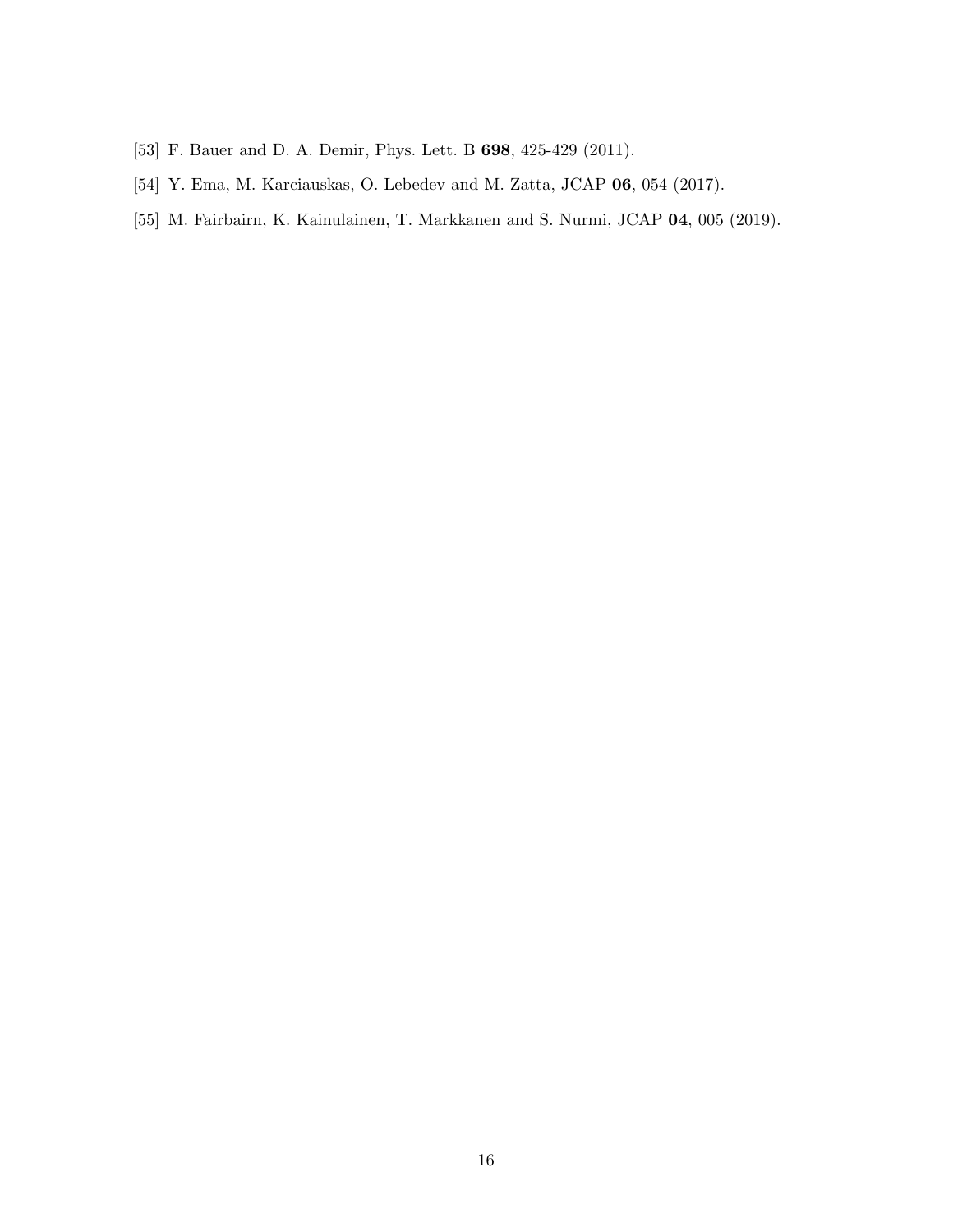[53] F. Bauer and D. A. Demir, Phys. Lett. B **698**, 425-429 (2011).

[54] Y. Ema, M. Karciauskas, O. Lebedev and M. Zatta, JCAP **06**, 054 (2017).

[55] M. Fairbairn, K. Kainulainen, T. Markkanen and S. Nurmi, JCAP **04**, 005 (2019).